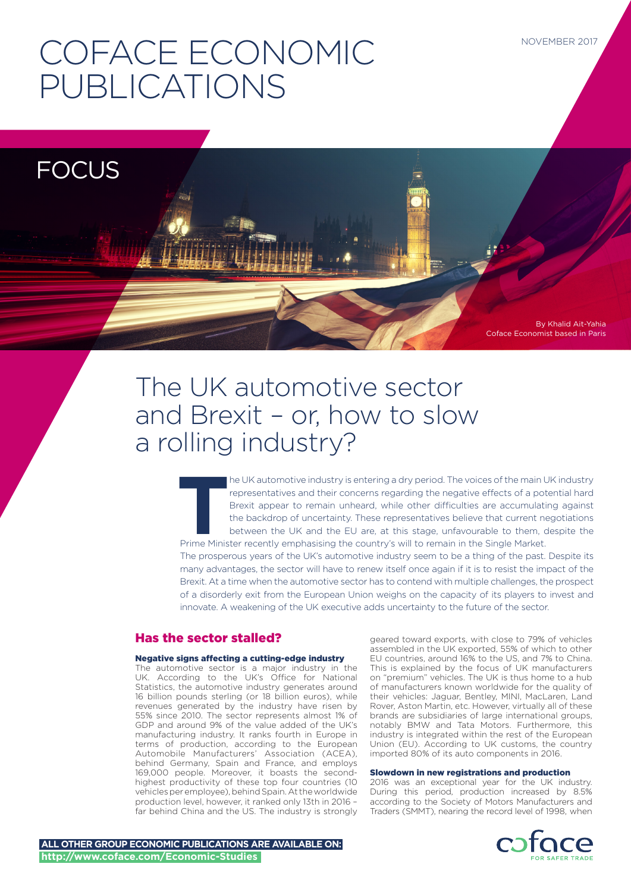# COFACE ECONOMIC PUBLICATIONS

NOVEMBER 2017

FOCUS

By Khalid Ait-Yahia
Coface Economist based in Paris

## The UK automotive sector and Brexit – or, how to slow a rolling industry?

The UK automotive industry is entering a dry period. The voices of the main UK industry representatives and their concerns regarding the negative effects of a potential hard Brexit appear to remain unheard, while other difficulties are accumulating against the backdrop of uncertainty. These representatives believe that current negotiations between the UK and the EU are, at this stage, unfavourable to them, despite the Prime Minister recently emphasising the country's will to remain in the Single Market.

The prosperous years of the UK's automotive industry seem to be a thing of the past. Despite its many advantages, the sector will have to renew itself once again if it is to resist the impact of the Brexit. At a time when the automotive sector has to contend with multiple challenges, the prospect of a disorderly exit from the European Union weighs on the capacity of its players to invest and innovate. A weakening of the UK executive adds uncertainty to the future of the sector.

## Has the sector stalled?

### Negative signs affecting a cutting-edge industry

The automotive sector is a major industry in the UK. According to the UK's Office for National Statistics, the automotive industry generates around 16 billion pounds sterling (or 18 billion euros), while revenues generated by the industry have risen by 55% since 2010. The sector represents almost 1% of GDP and around 9% of the value added of the UK's manufacturing industry. It ranks fourth in Europe in terms of production, according to the European Automobile Manufacturers' Association (ACEA), behind Germany, Spain and France, and employs 169,000 people. Moreover, it boasts the second-highest productivity of these top four countries (10 vehicles per employee), behind Spain. At the worldwide production level, however, it ranked only 13th in 2016 – far behind China and the US. The industry is strongly geared toward exports, with close to 79% of vehicles assembled in the UK exported, 55% of which to other EU countries, around 16% to the US, and 7% to China. This is explained by the focus of UK manufacturers on "premium" vehicles. The UK is thus home to a hub of manufacturers known worldwide for the quality of their vehicles: Jaguar, Bentley, MINI, MacLaren, Land Rover, Aston Martin, etc. However, virtually all of these brands are subsidiaries of large international groups, notably BMW and Tata Motors. Furthermore, this industry is integrated within the rest of the European Union (EU). According to UK customs, the country imported 80% of its auto components in 2016.

### Slowdown in new registrations and production

2016 was an exceptional year for the UK industry. During this period, production increased by 8.5% according to the Society of Motors Manufacturers and Traders (SMMT), nearing the record level of 1998, when

**ALL OTHER GROUP ECONOMIC PUBLICATIONS ARE AVAILABLE ON:**
**http://www.coface.com/Economic-Studies**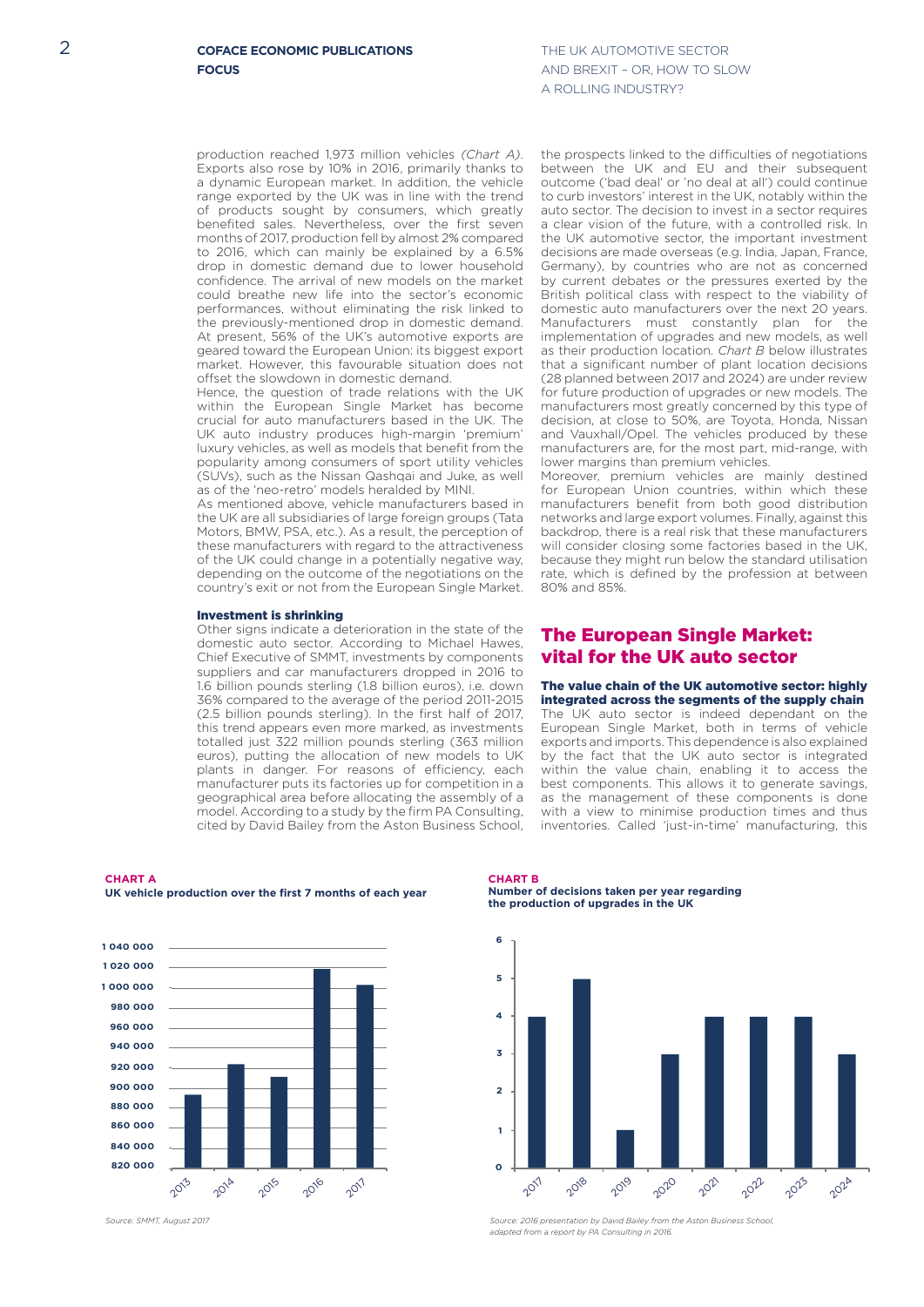production reached 1,973 million vehicles *(Chart A)*. Exports also rose by 10% in 2016, primarily thanks to a dynamic European market. In addition, the vehicle range exported by the UK was in line with the trend of products sought by consumers, which greatly benefited sales. Nevertheless, over the first seven months of 2017, production fell by almost 2% compared to 2016, which can mainly be explained by a 6.5% drop in domestic demand due to lower household confidence. The arrival of new models on the market could breathe new life into the sector's economic performances, without eliminating the risk linked to the previously-mentioned drop in domestic demand. At present, 56% of the UK's automotive exports are geared toward the European Union: its biggest export market. However, this favourable situation does not offset the slowdown in domestic demand.

Hence, the question of trade relations with the UK within the European Single Market has become crucial for auto manufacturers based in the UK. The UK auto industry produces high-margin 'premium' luxury vehicles, as well as models that benefit from the popularity among consumers of sport utility vehicles (SUVs), such as the Nissan Qashqai and Juke, as well as of the 'neo-retro' models heralded by MINI.

As mentioned above, vehicle manufacturers based in the UK are all subsidiaries of large foreign groups (Tata Motors, BMW, PSA, etc.). As a result, the perception of these manufacturers with regard to the attractiveness of the UK could change in a potentially negative way, depending on the outcome of the negotiations on the country's exit or not from the European Single Market.

### Investment is shrinking

Other signs indicate a deterioration in the state of the domestic auto sector. According to Michael Hawes, Chief Executive of SMMT, investments by components suppliers and car manufacturers dropped in 2016 to 1.6 billion pounds sterling (1.8 billion euros), i.e. down 36% compared to the average of the period 2011-2015 (2.5 billion pounds sterling). In the first half of 2017, this trend appears even more marked, as investments totalled just 322 million pounds sterling (363 million euros), putting the allocation of new models to UK plants in danger. For reasons of efficiency, each manufacturer puts its factories up for competition in a geographical area before allocating the assembly of a model. According to a study by the firm PA Consulting, cited by David Bailey from the Aston Business School, the prospects linked to the difficulties of negotiations between the UK and EU and their subsequent outcome ('bad deal' or 'no deal at all') could continue to curb investors' interest in the UK, notably within the auto sector. The decision to invest in a sector requires a clear vision of the future, with a controlled risk. In the UK automotive sector, the important investment decisions are made overseas (e.g. India, Japan, France, Germany), by countries who are not as concerned by current debates or the pressures exerted by the British political class with respect to the viability of domestic auto manufacturers over the next 20 years. Manufacturers must constantly plan for the implementation of upgrades and new models, as well as their production location. *Chart B* below illustrates that a significant number of plant location decisions (28 planned between 2017 and 2024) are under review for future production of upgrades or new models. The manufacturers most greatly concerned by this type of decision, at close to 50%, are Toyota, Honda, Nissan and Vauxhall/Opel. The vehicles produced by these manufacturers are, for the most part, mid-range, with lower margins than premium vehicles.

Moreover, premium vehicles are mainly destined for European Union countries, within which these manufacturers benefit from both good distribution networks and large export volumes. Finally, against this backdrop, there is a real risk that these manufacturers will consider closing some factories based in the UK, because they might run below the standard utilisation rate, which is defined by the profession at between 80% and 85%.

## The European Single Market: vital for the UK auto sector

### The value chain of the UK automotive sector: highly integrated across the segments of the supply chain

The UK auto sector is indeed dependant on the European Single Market, both in terms of vehicle exports and imports. This dependence is also explained by the fact that the UK auto sector is integrated within the value chain, enabling it to access the best components. This allows it to generate savings, as the management of these components is done with a view to minimise production times and thus inventories. Called 'just-in-time' manufacturing, this

**CHART A**
**UK vehicle production over the first 7 months of each year**

| Year | Production (approx.) |
|---|---|
| 2013 | ~893 000 |
| 2014 | ~923 000 |
| 2015 | ~911 000 |
| 2016 | ~1 019 000 |
| 2017 | ~1 003 000 |

*Source: SMMT, August 2017*

**CHART B**
**Number of decisions taken per year regarding the production of upgrades in the UK**

| Year | Number of decisions |
|---|---|
| 2017 | 4 |
| 2018 | 5 |
| 2019 | 1 |
| 2020 | 3 |
| 2021 | 4 |
| 2022 | 4 |
| 2023 | 4 |
| 2024 | 3 |

*Source: 2016 presentation by David Bailey from the Aston Business School, adapted from a report by PA Consulting in 2016.*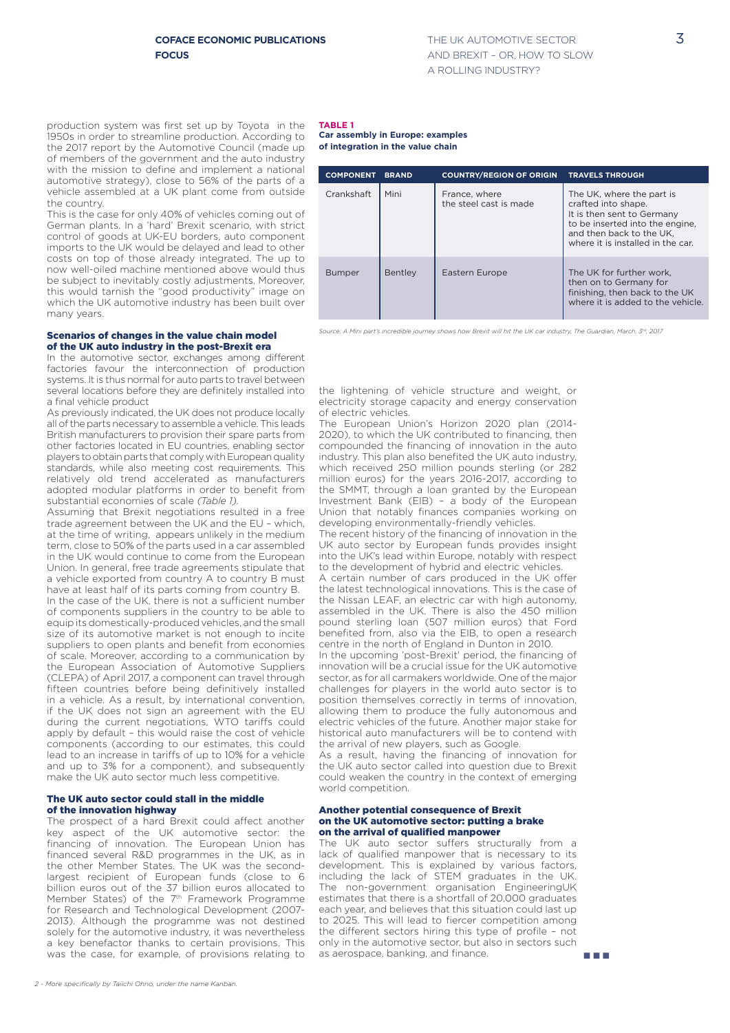production system was first set up by Toyota in the 1950s in order to streamline production. According to the 2017 report by the Automotive Council (made up of members of the government and the auto industry with the mission to define and implement a national automotive strategy), close to 56% of the parts of a vehicle assembled at a UK plant come from outside the country.

This is the case for only 40% of vehicles coming out of German plants. In a 'hard' Brexit scenario, with strict control of goods at UK-EU borders, auto component imports to the UK would be delayed and lead to other costs on top of those already integrated. The up to now well-oiled machine mentioned above would thus be subject to inevitably costly adjustments. Moreover, this would tarnish the "good productivity" image on which the UK automotive industry has been built over many years.

### Scenarios of changes in the value chain model of the UK auto industry in the post-Brexit era

In the automotive sector, exchanges among different factories favour the interconnection of production systems. It is thus normal for auto parts to travel between several locations before they are definitely installed into a final vehicle product

As previously indicated, the UK does not produce locally all of the parts necessary to assemble a vehicle. This leads British manufacturers to provision their spare parts from other factories located in EU countries, enabling sector players to obtain parts that comply with European quality standards, while also meeting cost requirements. This relatively old trend accelerated as manufacturers adopted modular platforms in order to benefit from substantial economies of scale *(Table 1)*.

Assuming that Brexit negotiations resulted in a free trade agreement between the UK and the EU – which, at the time of writing, appears unlikely in the medium term, close to 50% of the parts used in a car assembled in the UK would continue to come from the European Union. In general, free trade agreements stipulate that a vehicle exported from country A to country B must have at least half of its parts coming from country B.

In the case of the UK, there is not a sufficient number of components suppliers in the country to be able to equip its domestically-produced vehicles, and the small size of its automotive market is not enough to incite suppliers to open plants and benefit from economies of scale. Moreover, according to a communication by the European Association of Automotive Suppliers (CLEPA) of April 2017, a component can travel through fifteen countries before being definitively installed in a vehicle. As a result, by international convention, if the UK does not sign an agreement with the EU during the current negotiations, WTO tariffs could apply by default – this would raise the cost of vehicle components (according to our estimates, this could lead to an increase in tariffs of up to 10% for a vehicle and up to 3% for a component), and subsequently make the UK auto sector much less competitive.

### The UK auto sector could stall in the middle of the innovation highway

The prospect of a hard Brexit could affect another key aspect of the UK automotive sector: the financing of innovation. The European Union has financed several R&D programmes in the UK, as in the other Member States. The UK was the second-largest recipient of European funds (close to 6 billion euros out of the 37 billion euros allocated to Member States) of the 7th Framework Programme for Research and Technological Development (2007-2013). Although the programme was not destined solely for the automotive industry, it was nevertheless a key benefactor thanks to certain provisions. This was the case, for example, of provisions relating to the lightening of vehicle structure and weight, or electricity storage capacity and energy conservation of electric vehicles.

The European Union's Horizon 2020 plan (2014-2020), to which the UK contributed to financing, then compounded the financing of innovation in the auto industry. This plan also benefited the UK auto industry, which received 250 million pounds sterling (or 282 million euros) for the years 2016-2017, according to the SMMT, through a loan granted by the European Investment Bank (EIB) – a body of the European Union that notably finances companies working on developing environmentally-friendly vehicles.

The recent history of the financing of innovation in the UK auto sector by European funds provides insight into the UK's lead within Europe, notably with respect to the development of hybrid and electric vehicles.

A certain number of cars produced in the UK offer the latest technological innovations. This is the case of the Nissan LEAF, an electric car with high autonomy, assembled in the UK. There is also the 450 million pound sterling loan (507 million euros) that Ford benefited from, also via the EIB, to open a research centre in the north of England in Dunton in 2010.

In the upcoming 'post-Brexit' period, the financing of innovation will be a crucial issue for the UK automotive sector, as for all carmakers worldwide. One of the major challenges for players in the world auto sector is to position themselves correctly in terms of innovation, allowing them to produce the fully autonomous and electric vehicles of the future. Another major stake for historical auto manufacturers will be to contend with the arrival of new players, such as Google.

As a result, having the financing of innovation for the UK auto sector called into question due to Brexit could weaken the country in the context of emerging world competition.

**TABLE 1**
**Car assembly in Europe: examples of integration in the value chain**

| COMPONENT | BRAND | COUNTRY/REGION OF ORIGIN | TRAVELS THROUGH |
|---|---|---|---|
| Crankshaft | Mini | France, where the steel cast is made | The UK, where the part is crafted into shape. It is then sent to Germany to be inserted into the engine, and then back to the UK, where it is installed in the car. |
| Bumper | Bentley | Eastern Europe | The UK for further work, then on to Germany for finishing, then back to the UK where it is added to the vehicle. |

*Source: A Mini part's incredible journey shows how Brexit will hit the UK car industry, The Guardian, March, 3rd, 2017*

### Another potential consequence of Brexit on the UK automotive sector: putting a brake on the arrival of qualified manpower

The UK auto sector suffers structurally from a lack of qualified manpower that is necessary to its development. This is explained by various factors, including the lack of STEM graduates in the UK. The non-government organisation EngineeringUK estimates that there is a shortfall of 20,000 graduates each year, and believes that this situation could last up to 2025. This will lead to fiercer competition among the different sectors hiring this type of profile – not only in the automotive sector, but also in sectors such as aerospace, banking, and finance.

*2 - More specifically by Taiichi Ohno, under the name Kanban.*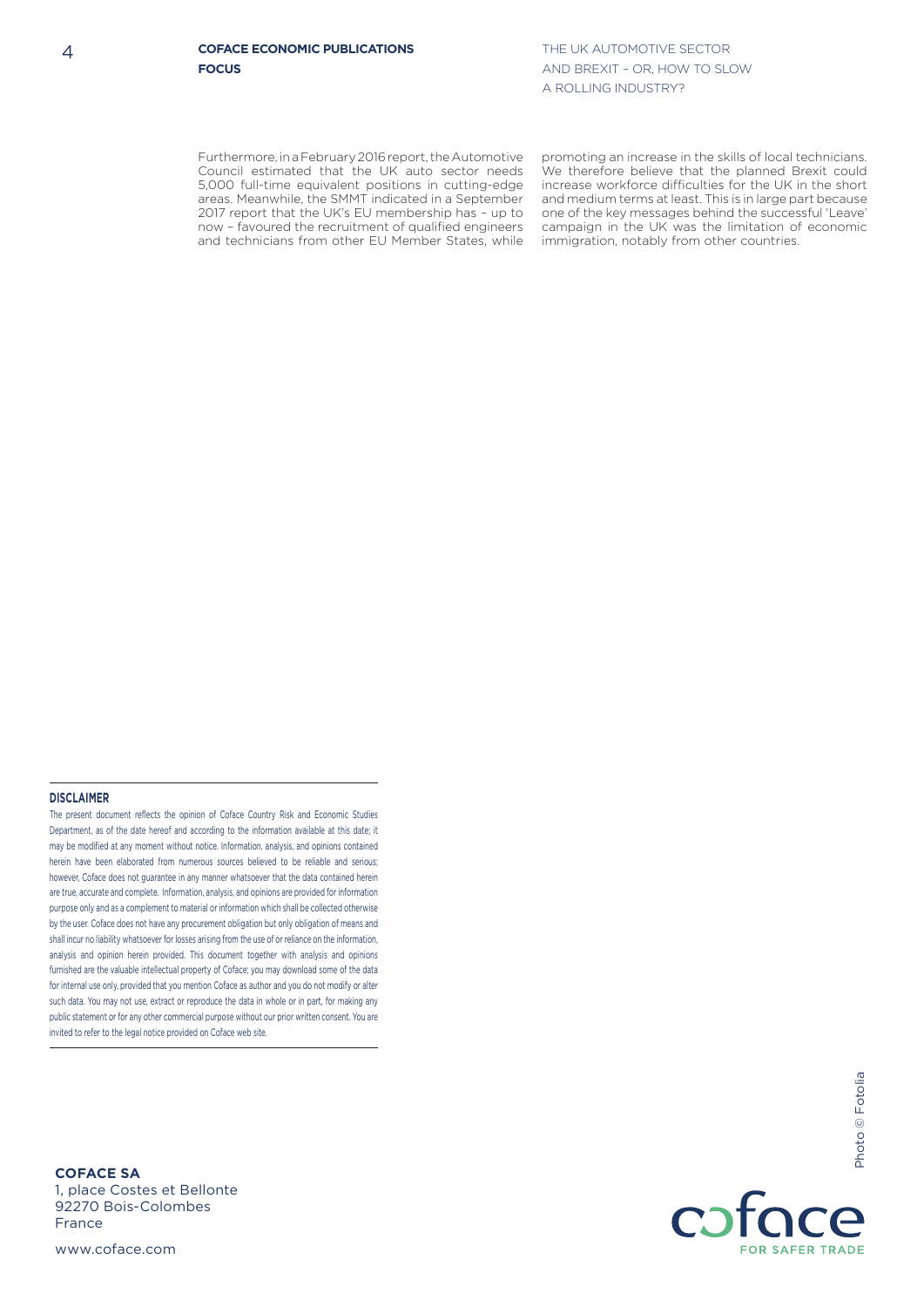Furthermore, in a February 2016 report, the Automotive Council estimated that the UK auto sector needs 5,000 full-time equivalent positions in cutting-edge areas. Meanwhile, the SMMT indicated in a September 2017 report that the UK's EU membership has – up to now – favoured the recruitment of qualified engineers and technicians from other EU Member States, while promoting an increase in the skills of local technicians. We therefore believe that the planned Brexit could increase workforce difficulties for the UK in the short and medium terms at least. This is in large part because one of the key messages behind the successful 'Leave' campaign in the UK was the limitation of economic immigration, notably from other countries.

**DISCLAIMER**

The present document reflects the opinion of Coface Country Risk and Economic Studies Department, as of the date hereof and according to the information available at this date; it may be modified at any moment without notice. Information, analysis, and opinions contained herein have been elaborated from numerous sources believed to be reliable and serious; however, Coface does not guarantee in any manner whatsoever that the data contained herein are true, accurate and complete. Information, analysis, and opinions are provided for information purpose only and as a complement to material or information which shall be collected otherwise by the user. Coface does not have any procurement obligation but only obligation of means and shall incur no liability whatsoever for losses arising from the use of or reliance on the information, analysis and opinion herein provided. This document together with analysis and opinions furnished are the valuable intellectual property of Coface; you may download some of the data for internal use only, provided that you mention Coface as author and you do not modify or alter such data. You may not use, extract or reproduce the data in whole or in part, for making any public statement or for any other commercial purpose without our prior written consent. You are invited to refer to the legal notice provided on Coface web site.

**COFACE SA**
1, place Costes et Bellonte
92270 Bois-Colombes
France

www.coface.com

Photo © Fotolia

coface
FOR SAFER TRADE